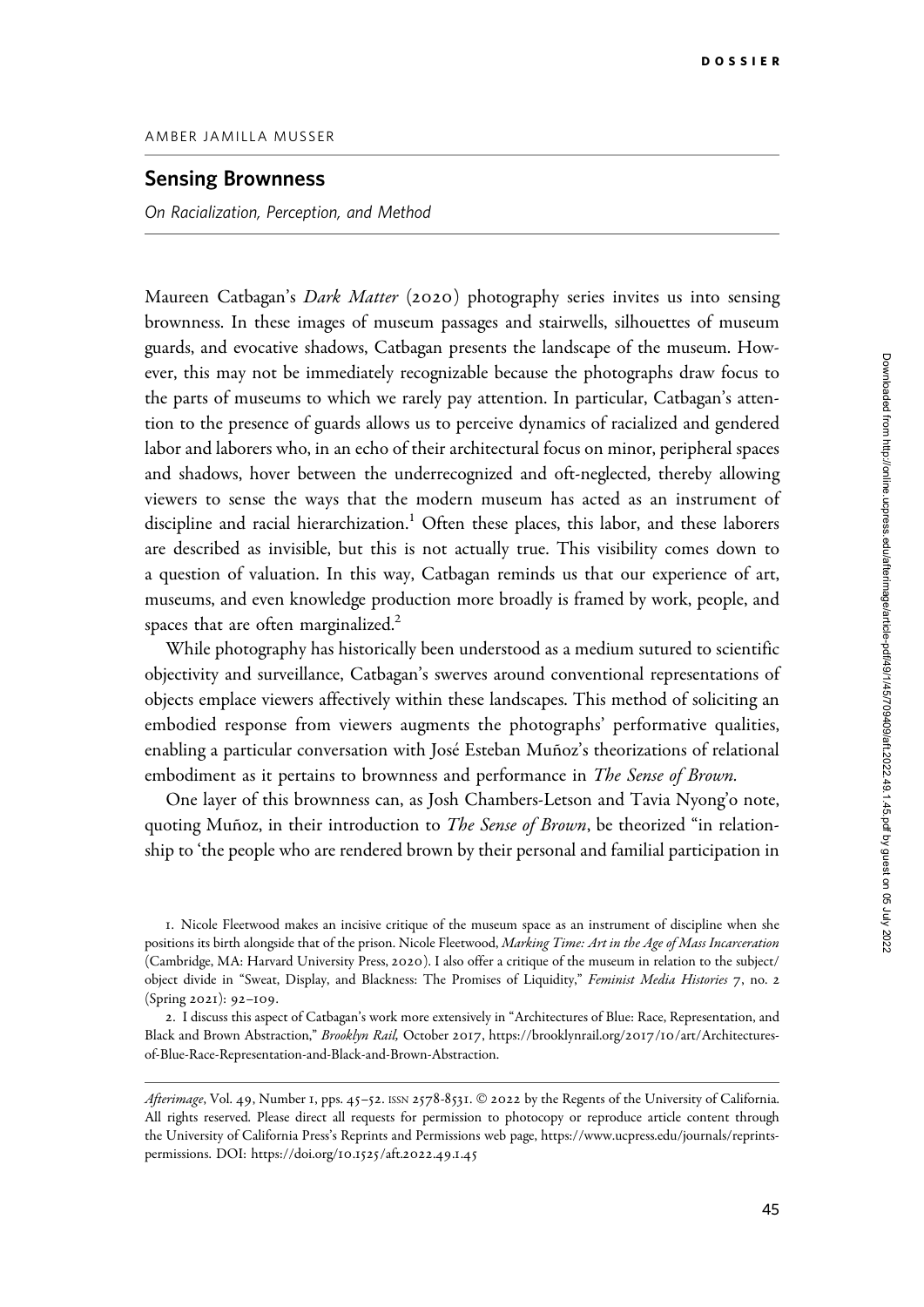DOSSIER

AMBER JAMILLA MUSSER

## Sensing Brownness

*On Racialization, Perception, and Method*

Maureen Catbagan's *Dark Matter* (2020) photography series invites us into sensing brownness. In these images of museum passages and stairwells, silhouettes of museum guards, and evocative shadows, Catbagan presents the landscape of the museum. However, this may not be immediately recognizable because the photographs draw focus to the parts of museums to which we rarely pay attention. In particular, Catbagan's attention to the presence of guards allows us to perceive dynamics of racialized and gendered labor and laborers who, in an echo of their architectural focus on minor, peripheral spaces and shadows, hover between the underrecognized and oft-neglected, thereby allowing viewers to sense the ways that the modern museum has acted as an instrument of discipline and racial hierarchization.[1] Often these places, this labor, and these laborers are described as invisible, but this is not actually true. This visibility comes down to a question of valuation. In this way, Catbagan reminds us that our experience of art, museums, and even knowledge production more broadly is framed by work, people, and spaces that are often marginalized.[2]

While photography has historically been understood as a medium sutured to scientific objectivity and surveillance, Catbagan's swerves around conventional representations of objects emplace viewers affectively within these landscapes. This method of soliciting an embodied response from viewers augments the photographs' performative qualities, enabling a particular conversation with José Esteban Muñoz's theorizations of relational embodiment as it pertains to brownness and performance in *The Sense of Brown*.

One layer of this brownness can, as Josh Chambers-Letson and Tavia Nyong'o note, quoting Muñoz, in their introduction to *The Sense of Brown*, be theorized "in relationship to 'the people who are rendered brown by their personal and familial participation in

1. Nicole Fleetwood makes an incisive critique of the museum space as an instrument of discipline when she positions its birth alongside that of the prison. Nicole Fleetwood, *Marking Time: Art in the Age of Mass Incarceration* (Cambridge, MA: Harvard University Press, 2020). I also offer a critique of the museum in relation to the subject/object divide in "Sweat, Display, and Blackness: The Promises of Liquidity," *Feminist Media Histories* 7, no. 2 (Spring 2021): 92–109.

2. I discuss this aspect of Catbagan's work more extensively in "Architectures of Blue: Race, Representation, and Black and Brown Abstraction," *Brooklyn Rail,* October 2017, https://brooklynrail.org/2017/10/art/Architectures-of-Blue-Race-Representation-and-Black-and-Brown-Abstraction.

*Afterimage*, Vol. 49, Number 1, pps. 45–52. ISSN 2578-8531. © 2022 by the Regents of the University of California. All rights reserved. Please direct all requests for permission to photocopy or reproduce article content through the University of California Press's Reprints and Permissions web page, https://www.ucpress.edu/journals/reprints-permissions. DOI: https://doi.org/10.1525/aft.2022.49.1.45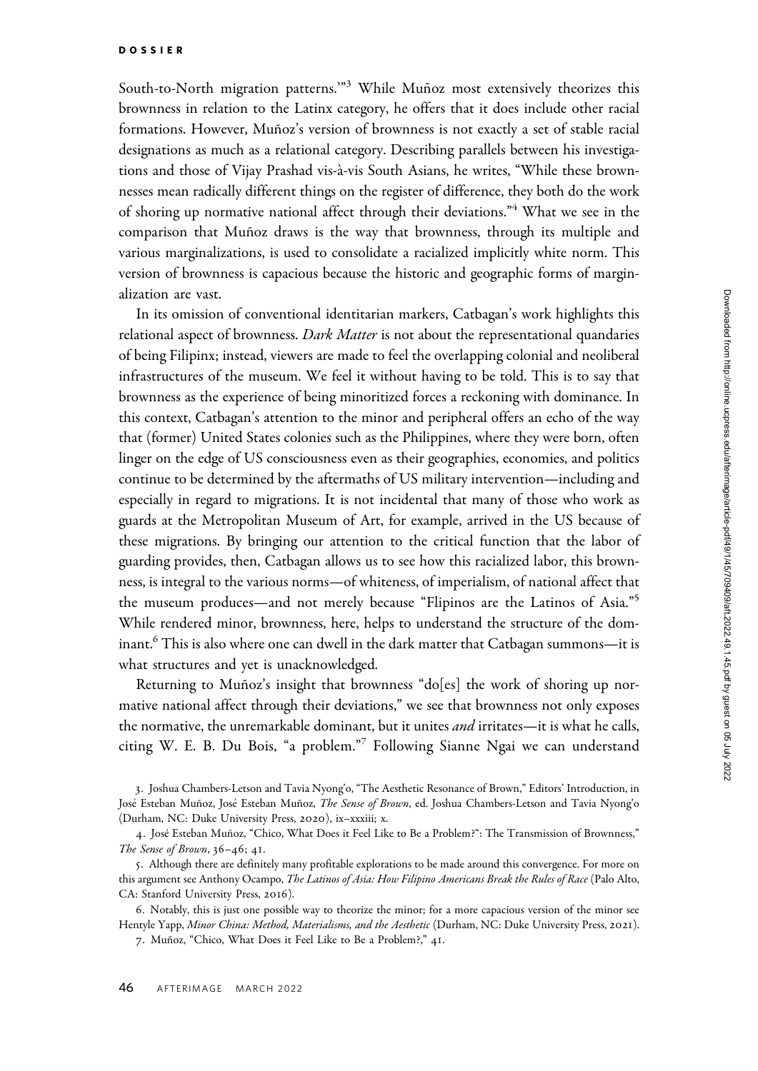South-to-North migration patterns.'"[3] While Muñoz most extensively theorizes this brownness in relation to the Latinx category, he offers that it does include other racial formations. However, Muñoz's version of brownness is not exactly a set of stable racial designations as much as a relational category. Describing parallels between his investigations and those of Vijay Prashad vis-à-vis South Asians, he writes, "While these brownnesses mean radically different things on the register of difference, they both do the work of shoring up normative national affect through their deviations."[4] What we see in the comparison that Muñoz draws is the way that brownness, through its multiple and various marginalizations, is used to consolidate a racialized implicitly white norm. This version of brownness is capacious because the historic and geographic forms of marginalization are vast.

In its omission of conventional identitarian markers, Catbagan's work highlights this relational aspect of brownness. *Dark Matter* is not about the representational quandaries of being Filipinx; instead, viewers are made to feel the overlapping colonial and neoliberal infrastructures of the museum. We feel it without having to be told. This is to say that brownness as the experience of being minoritized forces a reckoning with dominance. In this context, Catbagan's attention to the minor and peripheral offers an echo of the way that (former) United States colonies such as the Philippines, where they were born, often linger on the edge of US consciousness even as their geographies, economies, and politics continue to be determined by the aftermaths of US military intervention—including and especially in regard to migrations. It is not incidental that many of those who work as guards at the Metropolitan Museum of Art, for example, arrived in the US because of these migrations. By bringing our attention to the critical function that the labor of guarding provides, then, Catbagan allows us to see how this racialized labor, this brownness, is integral to the various norms—of whiteness, of imperialism, of national affect that the museum produces—and not merely because "Flipinos are the Latinos of Asia."[5] While rendered minor, brownness, here, helps to understand the structure of the dominant.[6] This is also where one can dwell in the dark matter that Catbagan summons—it is what structures and yet is unacknowledged.

Returning to Muñoz's insight that brownness "do[es] the work of shoring up normative national affect through their deviations," we see that brownness not only exposes the normative, the unremarkable dominant, but it unites *and* irritates—it is what he calls, citing W. E. B. Du Bois, "a problem."[7] Following Sianne Ngai we can understand

3. Joshua Chambers-Letson and Tavia Nyong'o, "The Aesthetic Resonance of Brown," Editors' Introduction, in José Esteban Muñoz, José Esteban Muñoz, *The Sense of Brown*, ed. Joshua Chambers-Letson and Tavia Nyong'o (Durham, NC: Duke University Press, 2020), ix–xxxiii; x.

4. José Esteban Muñoz, "Chico, What Does it Feel Like to Be a Problem?": The Transmission of Brownness," *The Sense of Brown*, 36–46; 41.

5. Although there are definitely many profitable explorations to be made around this convergence. For more on this argument see Anthony Ocampo, *The Latinos of Asia: How Filipino Americans Break the Rules of Race* (Palo Alto, CA: Stanford University Press, 2016).

6. Notably, this is just one possible way to theorize the minor; for a more capacious version of the minor see Hentyle Yapp, *Minor China: Method, Materialisms, and the Aesthetic* (Durham, NC: Duke University Press, 2021).

7. Muñoz, "Chico, What Does it Feel Like to Be a Problem?," 41.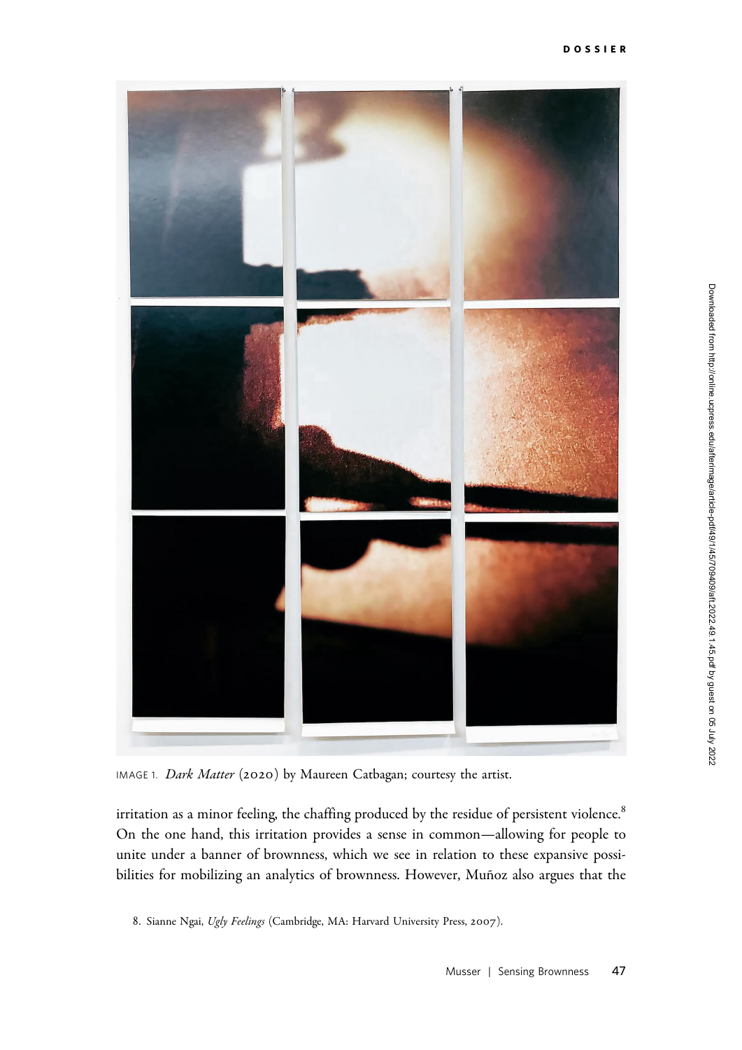IMAGE 1. *Dark Matter* (2020) by Maureen Catbagan; courtesy the artist.

irritation as a minor feeling, the chaffing produced by the residue of persistent violence.[8] On the one hand, this irritation provides a sense in common—allowing for people to unite under a banner of brownness, which we see in relation to these expansive possibilities for mobilizing an analytics of brownness. However, Muñoz also argues that the

8. Sianne Ngai, *Ugly Feelings* (Cambridge, MA: Harvard University Press, 2007).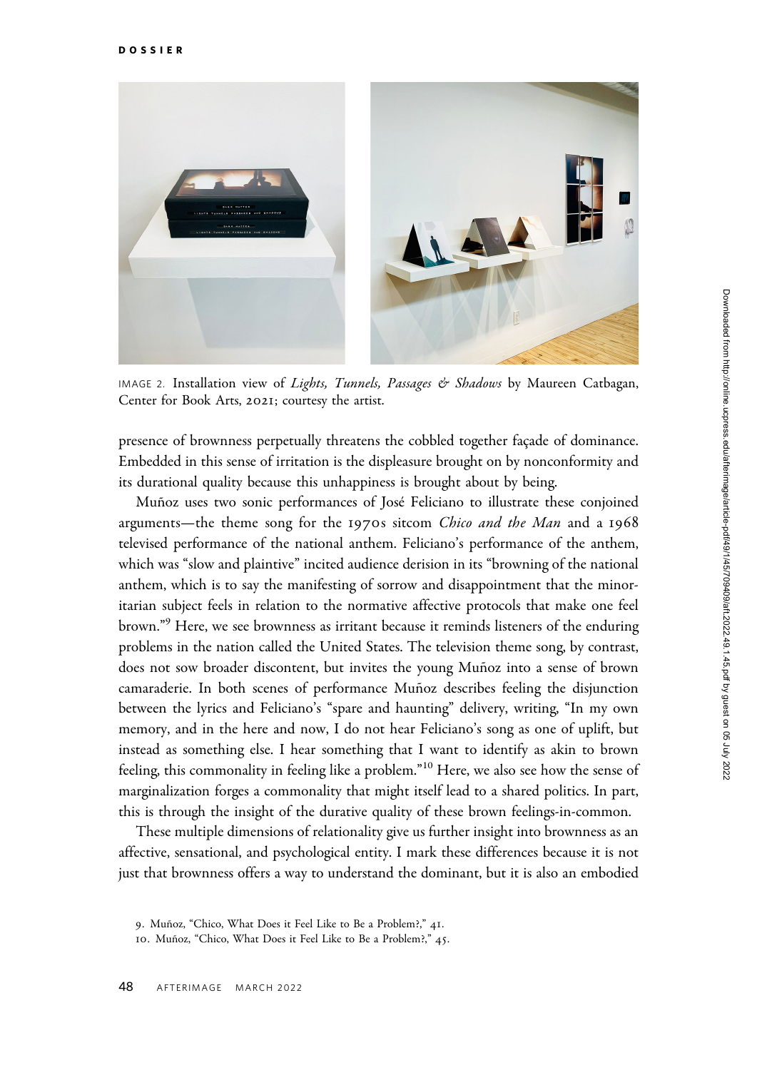IMAGE 2. Installation view of *Lights, Tunnels, Passages & Shadows* by Maureen Catbagan, Center for Book Arts, 2021; courtesy the artist.

presence of brownness perpetually threatens the cobbled together façade of dominance. Embedded in this sense of irritation is the displeasure brought on by nonconformity and its durational quality because this unhappiness is brought about by being.

Muñoz uses two sonic performances of José Feliciano to illustrate these conjoined arguments—the theme song for the 1970s sitcom *Chico and the Man* and a 1968 televised performance of the national anthem. Feliciano's performance of the anthem, which was "slow and plaintive" incited audience derision in its "browning of the national anthem, which is to say the manifesting of sorrow and disappointment that the minoritarian subject feels in relation to the normative affective protocols that make one feel brown."[9] Here, we see brownness as irritant because it reminds listeners of the enduring problems in the nation called the United States. The television theme song, by contrast, does not sow broader discontent, but invites the young Muñoz into a sense of brown camaraderie. In both scenes of performance Muñoz describes feeling the disjunction between the lyrics and Feliciano's "spare and haunting" delivery, writing, "In my own memory, and in the here and now, I do not hear Feliciano's song as one of uplift, but instead as something else. I hear something that I want to identify as akin to brown feeling, this commonality in feeling like a problem."[10] Here, we also see how the sense of marginalization forges a commonality that might itself lead to a shared politics. In part, this is through the insight of the durative quality of these brown feelings-in-common.

These multiple dimensions of relationality give us further insight into brownness as an affective, sensational, and psychological entity. I mark these differences because it is not just that brownness offers a way to understand the dominant, but it is also an embodied

9. Muñoz, "Chico, What Does it Feel Like to Be a Problem?," 41.

10. Muñoz, "Chico, What Does it Feel Like to Be a Problem?," 45.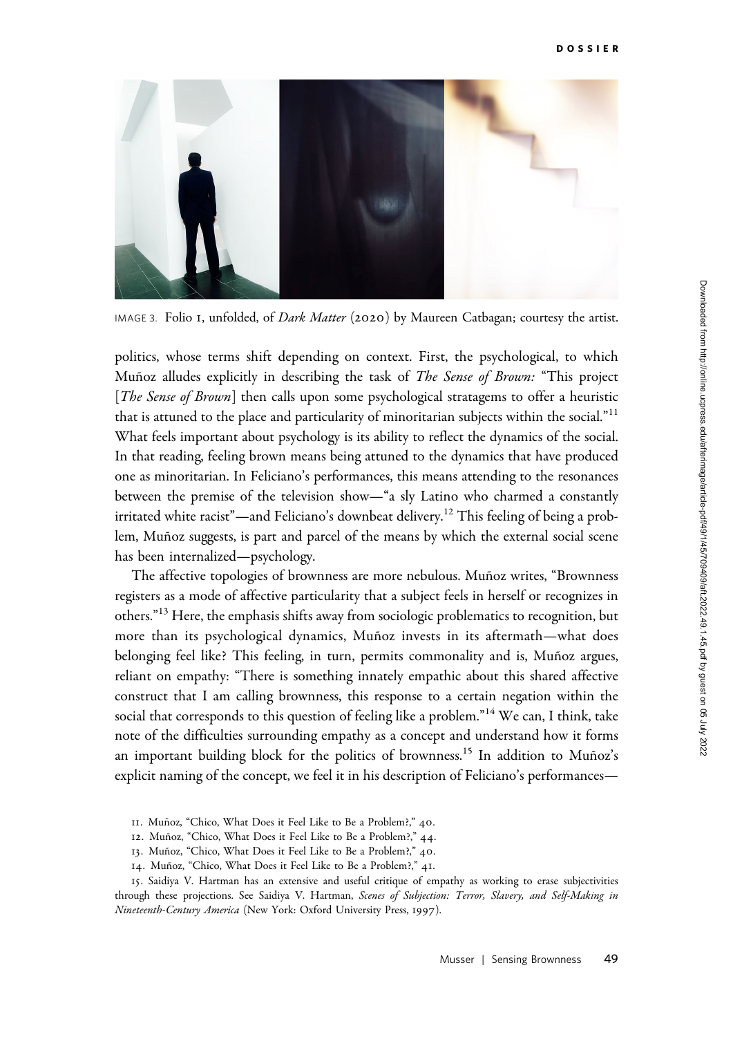IMAGE 3. Folio 1, unfolded, of *Dark Matter* (2020) by Maureen Catbagan; courtesy the artist.

politics, whose terms shift depending on context. First, the psychological, to which Muñoz alludes explicitly in describing the task of *The Sense of Brown:* "This project [*The Sense of Brown*] then calls upon some psychological stratagems to offer a heuristic that is attuned to the place and particularity of minoritarian subjects within the social."[11] What feels important about psychology is its ability to reflect the dynamics of the social. In that reading, feeling brown means being attuned to the dynamics that have produced one as minoritarian. In Feliciano's performances, this means attending to the resonances between the premise of the television show—"a sly Latino who charmed a constantly irritated white racist"—and Feliciano's downbeat delivery.[12] This feeling of being a problem, Muñoz suggests, is part and parcel of the means by which the external social scene has been internalized—psychology.

The affective topologies of brownness are more nebulous. Muñoz writes, "Brownness registers as a mode of affective particularity that a subject feels in herself or recognizes in others."[13] Here, the emphasis shifts away from sociologic problematics to recognition, but more than its psychological dynamics, Muñoz invests in its aftermath—what does belonging feel like? This feeling, in turn, permits commonality and is, Muñoz argues, reliant on empathy: "There is something innately empathic about this shared affective construct that I am calling brownness, this response to a certain negation within the social that corresponds to this question of feeling like a problem."[14] We can, I think, take note of the difficulties surrounding empathy as a concept and understand how it forms an important building block for the politics of brownness.[15] In addition to Muñoz's explicit naming of the concept, we feel it in his description of Feliciano's performances—

11. Muñoz, "Chico, What Does it Feel Like to Be a Problem?," 40.

12. Muñoz, "Chico, What Does it Feel Like to Be a Problem?," 44.

13. Muñoz, "Chico, What Does it Feel Like to Be a Problem?," 40.

14. Muñoz, "Chico, What Does it Feel Like to Be a Problem?," 41.

15. Saidiya V. Hartman has an extensive and useful critique of empathy as working to erase subjectivities through these projections. See Saidiya V. Hartman, *Scenes of Subjection: Terror, Slavery, and Self-Making in Nineteenth-Century America* (New York: Oxford University Press, 1997).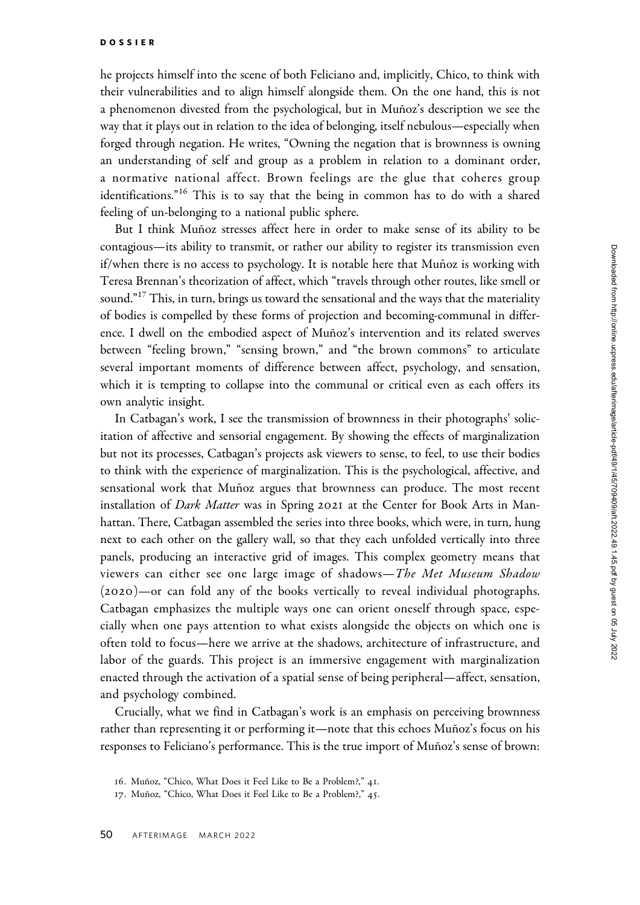he projects himself into the scene of both Feliciano and, implicitly, Chico, to think with their vulnerabilities and to align himself alongside them. On the one hand, this is not a phenomenon divested from the psychological, but in Muñoz's description we see the way that it plays out in relation to the idea of belonging, itself nebulous—especially when forged through negation. He writes, "Owning the negation that is brownness is owning an understanding of self and group as a problem in relation to a dominant order, a normative national affect. Brown feelings are the glue that coheres group identifications."[16] This is to say that the being in common has to do with a shared feeling of un-belonging to a national public sphere.

But I think Muñoz stresses affect here in order to make sense of its ability to be contagious—its ability to transmit, or rather our ability to register its transmission even if/when there is no access to psychology. It is notable here that Muñoz is working with Teresa Brennan's theorization of affect, which "travels through other routes, like smell or sound."[17] This, in turn, brings us toward the sensational and the ways that the materiality of bodies is compelled by these forms of projection and becoming-communal in difference. I dwell on the embodied aspect of Muñoz's intervention and its related swerves between "feeling brown," "sensing brown," and "the brown commons" to articulate several important moments of difference between affect, psychology, and sensation, which it is tempting to collapse into the communal or critical even as each offers its own analytic insight.

In Catbagan's work, I see the transmission of brownness in their photographs' solicitation of affective and sensorial engagement. By showing the effects of marginalization but not its processes, Catbagan's projects ask viewers to sense, to feel, to use their bodies to think with the experience of marginalization. This is the psychological, affective, and sensational work that Muñoz argues that brownness can produce. The most recent installation of *Dark Matter* was in Spring 2021 at the Center for Book Arts in Manhattan. There, Catbagan assembled the series into three books, which were, in turn, hung next to each other on the gallery wall, so that they each unfolded vertically into three panels, producing an interactive grid of images. This complex geometry means that viewers can either see one large image of shadows—*The Met Museum Shadow* (2020)—or can fold any of the books vertically to reveal individual photographs. Catbagan emphasizes the multiple ways one can orient oneself through space, especially when one pays attention to what exists alongside the objects on which one is often told to focus—here we arrive at the shadows, architecture of infrastructure, and labor of the guards. This project is an immersive engagement with marginalization enacted through the activation of a spatial sense of being peripheral—affect, sensation, and psychology combined.

Crucially, what we find in Catbagan's work is an emphasis on perceiving brownness rather than representing it or performing it—note that this echoes Muñoz's focus on his responses to Feliciano's performance. This is the true import of Muñoz's sense of brown:

16. Muñoz, "Chico, What Does it Feel Like to Be a Problem?," 41.

17. Muñoz, "Chico, What Does it Feel Like to Be a Problem?," 45.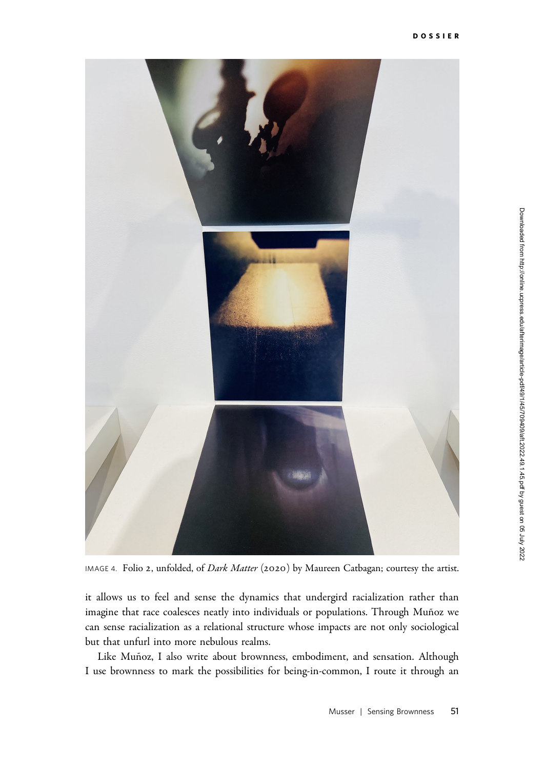IMAGE 4. Folio 2, unfolded, of *Dark Matter* (2020) by Maureen Catbagan; courtesy the artist.

it allows us to feel and sense the dynamics that undergird racialization rather than imagine that race coalesces neatly into individuals or populations. Through Muñoz we can sense racialization as a relational structure whose impacts are not only sociological but that unfurl into more nebulous realms.

Like Muñoz, I also write about brownness, embodiment, and sensation. Although I use brownness to mark the possibilities for being-in-common, I route it through an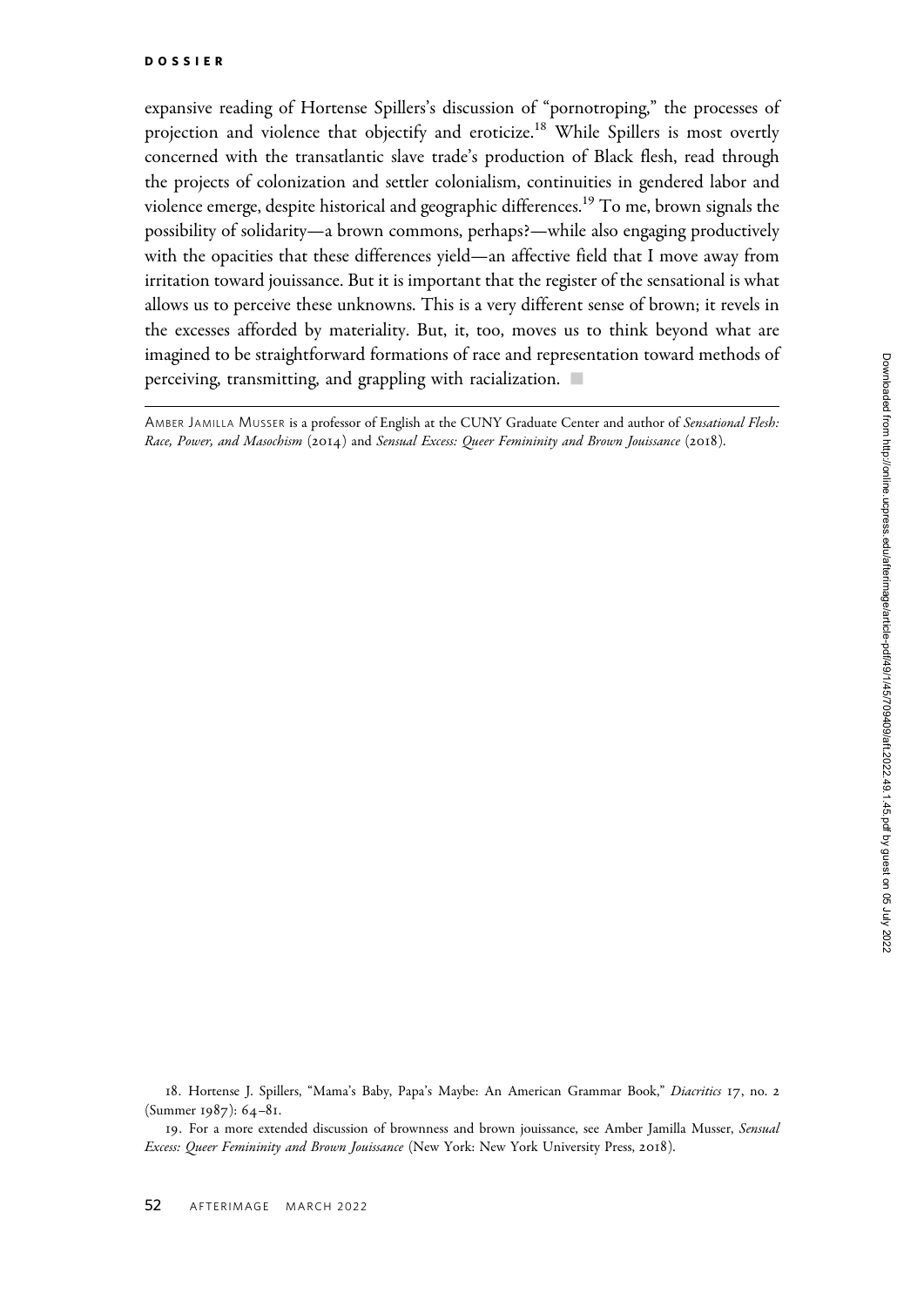expansive reading of Hortense Spillers's discussion of "pornotroping," the processes of projection and violence that objectify and eroticize.[18] While Spillers is most overtly concerned with the transatlantic slave trade's production of Black flesh, read through the projects of colonization and settler colonialism, continuities in gendered labor and violence emerge, despite historical and geographic differences.[19] To me, brown signals the possibility of solidarity—a brown commons, perhaps?—while also engaging productively with the opacities that these differences yield—an affective field that I move away from irritation toward jouissance. But it is important that the register of the sensational is what allows us to perceive these unknowns. This is a very different sense of brown; it revels in the excesses afforded by materiality. But, it, too, moves us to think beyond what are imagined to be straightforward formations of race and representation toward methods of perceiving, transmitting, and grappling with racialization. ■

---

AMBER JAMILLA MUSSER is a professor of English at the CUNY Graduate Center and author of *Sensational Flesh: Race, Power, and Masochism* (2014) and *Sensual Excess: Queer Femininity and Brown Jouissance* (2018).

---

18. Hortense J. Spillers, "Mama's Baby, Papa's Maybe: An American Grammar Book," *Diacritics* 17, no. 2 (Summer 1987): 64–81.

19. For a more extended discussion of brownness and brown jouissance, see Amber Jamilla Musser, *Sensual Excess: Queer Femininity and Brown Jouissance* (New York: New York University Press, 2018).